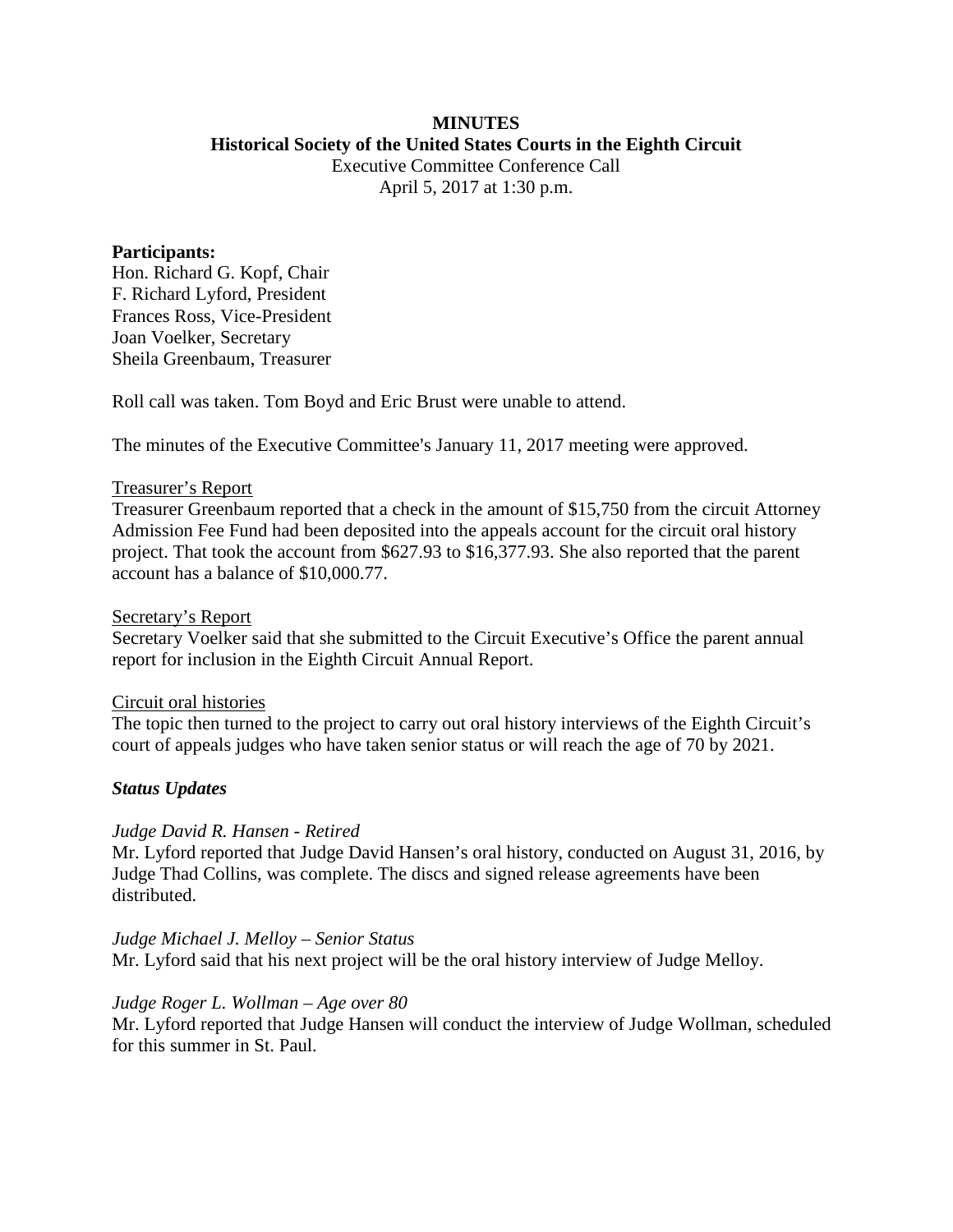**MINUTES**

**Historical Society of the United States Courts in the Eighth Circuit**

Executive Committee Conference Call

April 5, 2017 at 1:30 p.m.

**Participants:**

Hon. Richard G. Kopf, Chair
F. Richard Lyford, President
Frances Ross, Vice-President
Joan Voelker, Secretary
Sheila Greenbaum, Treasurer

Roll call was taken. Tom Boyd and Eric Brust were unable to attend.

The minutes of the Executive Committee's January 11, 2017 meeting were approved.

<u>Treasurer's Report</u>

Treasurer Greenbaum reported that a check in the amount of $15,750 from the circuit Attorney Admission Fee Fund had been deposited into the appeals account for the circuit oral history project. That took the account from $627.93 to $16,377.93. She also reported that the parent account has a balance of $10,000.77.

<u>Secretary's Report</u>

Secretary Voelker said that she submitted to the Circuit Executive's Office the parent annual report for inclusion in the Eighth Circuit Annual Report.

<u>Circuit oral histories</u>

The topic then turned to the project to carry out oral history interviews of the Eighth Circuit's court of appeals judges who have taken senior status or will reach the age of 70 by 2021.

***Status Updates***

*Judge David R. Hansen - Retired*

Mr. Lyford reported that Judge David Hansen's oral history, conducted on August 31, 2016, by Judge Thad Collins, was complete. The discs and signed release agreements have been distributed.

*Judge Michael J. Melloy – Senior Status*

Mr. Lyford said that his next project will be the oral history interview of Judge Melloy.

*Judge Roger L. Wollman – Age over 80*

Mr. Lyford reported that Judge Hansen will conduct the interview of Judge Wollman, scheduled for this summer in St. Paul.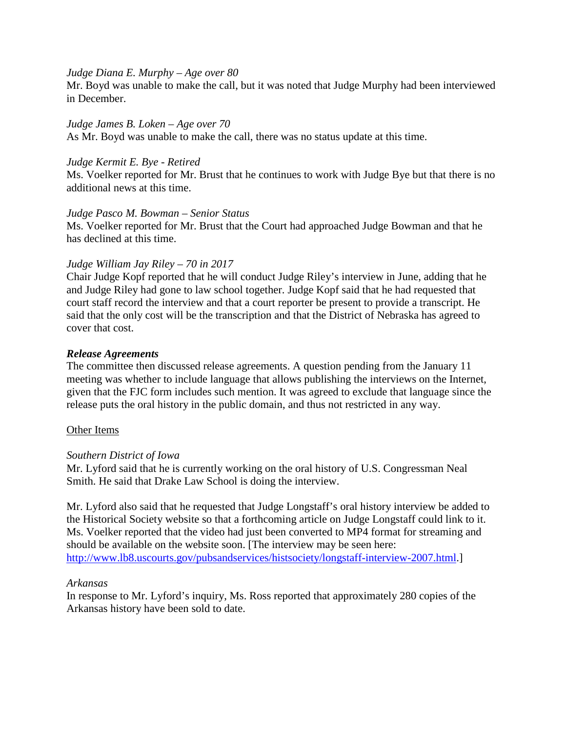*Judge Diana E. Murphy – Age over 80*
Mr. Boyd was unable to make the call, but it was noted that Judge Murphy had been interviewed in December.

*Judge James B. Loken – Age over 70*
As Mr. Boyd was unable to make the call, there was no status update at this time.

*Judge Kermit E. Bye - Retired*
Ms. Voelker reported for Mr. Brust that he continues to work with Judge Bye but that there is no additional news at this time.

*Judge Pasco M. Bowman – Senior Status*
Ms. Voelker reported for Mr. Brust that the Court had approached Judge Bowman and that he has declined at this time.

*Judge William Jay Riley – 70 in 2017*
Chair Judge Kopf reported that he will conduct Judge Riley's interview in June, adding that he and Judge Riley had gone to law school together. Judge Kopf said that he had requested that court staff record the interview and that a court reporter be present to provide a transcript. He said that the only cost will be the transcription and that the District of Nebraska has agreed to cover that cost.

***Release Agreements***
The committee then discussed release agreements. A question pending from the January 11 meeting was whether to include language that allows publishing the interviews on the Internet, given that the FJC form includes such mention. It was agreed to exclude that language since the release puts the oral history in the public domain, and thus not restricted in any way.

<u>Other Items</u>

*Southern District of Iowa*
Mr. Lyford said that he is currently working on the oral history of U.S. Congressman Neal Smith. He said that Drake Law School is doing the interview.

Mr. Lyford also said that he requested that Judge Longstaff's oral history interview be added to the Historical Society website so that a forthcoming article on Judge Longstaff could link to it. Ms. Voelker reported that the video had just been converted to MP4 format for streaming and should be available on the website soon. [The interview may be seen here: http://www.lb8.uscourts.gov/pubsandservices/histsociety/longstaff-interview-2007.html.]

*Arkansas*
In response to Mr. Lyford's inquiry, Ms. Ross reported that approximately 280 copies of the Arkansas history have been sold to date.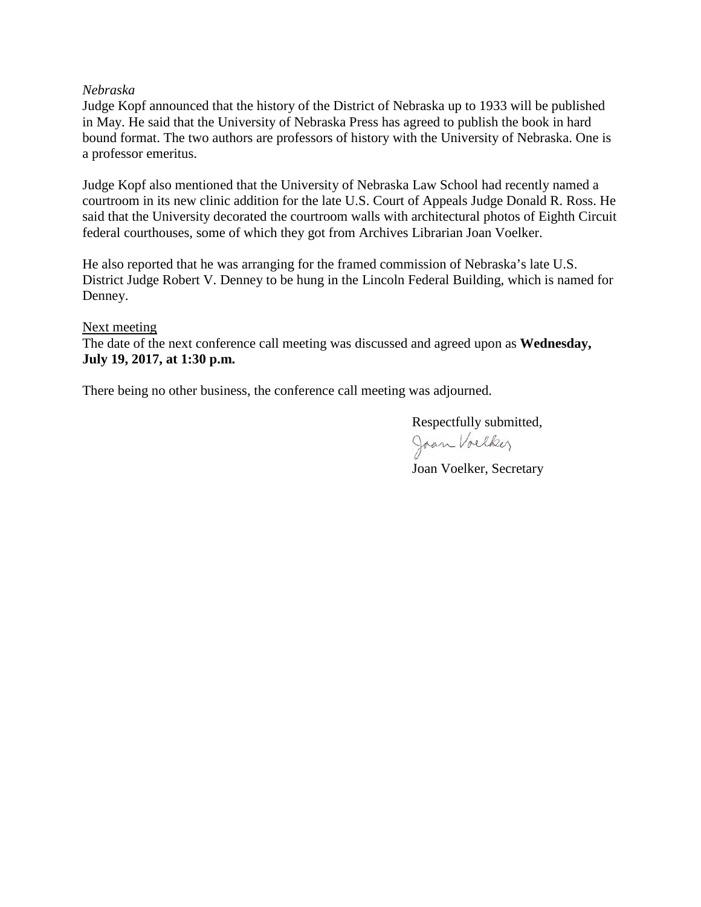*Nebraska*

Judge Kopf announced that the history of the District of Nebraska up to 1933 will be published in May. He said that the University of Nebraska Press has agreed to publish the book in hard bound format. The two authors are professors of history with the University of Nebraska. One is a professor emeritus.

Judge Kopf also mentioned that the University of Nebraska Law School had recently named a courtroom in its new clinic addition for the late U.S. Court of Appeals Judge Donald R. Ross. He said that the University decorated the courtroom walls with architectural photos of Eighth Circuit federal courthouses, some of which they got from Archives Librarian Joan Voelker.

He also reported that he was arranging for the framed commission of Nebraska's late U.S. District Judge Robert V. Denney to be hung in the Lincoln Federal Building, which is named for Denney.

<u>Next meeting</u>

The date of the next conference call meeting was discussed and agreed upon as **Wednesday, July 19, 2017, at 1:30 p.m.**

There being no other business, the conference call meeting was adjourned.

Respectfully submitted,

Joan Voelker

Joan Voelker, Secretary